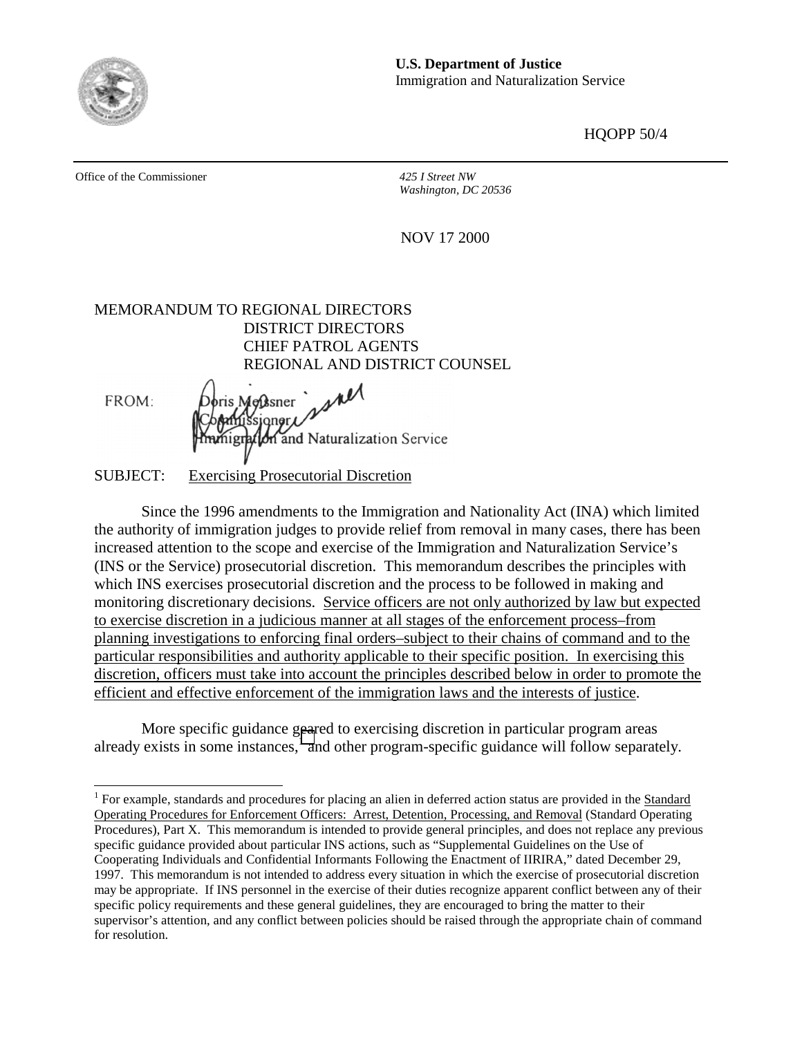**U.S. Department of Justice**
Immigration and Naturalization Service

HQOPP 50/4

Office of the Commissioner

*425 I Street NW*
*Washington, DC 20536*

NOV 17 2000

MEMORANDUM TO REGIONAL DIRECTORS
DISTRICT DIRECTORS
CHIEF PATROL AGENTS
REGIONAL AND DISTRICT COUNSEL

FROM: Doris Meissner
Commissioner
Immigration and Naturalization Service

SUBJECT: Exercising Prosecutorial Discretion

Since the 1996 amendments to the Immigration and Nationality Act (INA) which limited the authority of immigration judges to provide relief from removal in many cases, there has been increased attention to the scope and exercise of the Immigration and Naturalization Service's (INS or the Service) prosecutorial discretion. This memorandum describes the principles with which INS exercises prosecutorial discretion and the process to be followed in making and monitoring discretionary decisions. Service officers are not only authorized by law but expected to exercise discretion in a judicious manner at all stages of the enforcement process–from planning investigations to enforcing final orders–subject to their chains of command and to the particular responsibilities and authority applicable to their specific position. In exercising this discretion, officers must take into account the principles described below in order to promote the efficient and effective enforcement of the immigration laws and the interests of justice.

More specific guidance geared to exercising discretion in particular program areas already exists in some instances,[1] and other program-specific guidance will follow separately.

---

[1] For example, standards and procedures for placing an alien in deferred action status are provided in the Standard Operating Procedures for Enforcement Officers: Arrest, Detention, Processing, and Removal (Standard Operating Procedures), Part X. This memorandum is intended to provide general principles, and does not replace any previous specific guidance provided about particular INS actions, such as "Supplemental Guidelines on the Use of Cooperating Individuals and Confidential Informants Following the Enactment of IIRIRA," dated December 29, 1997. This memorandum is not intended to address every situation in which the exercise of prosecutorial discretion may be appropriate. If INS personnel in the exercise of their duties recognize apparent conflict between any of their specific policy requirements and these general guidelines, they are encouraged to bring the matter to their supervisor's attention, and any conflict between policies should be raised through the appropriate chain of command for resolution.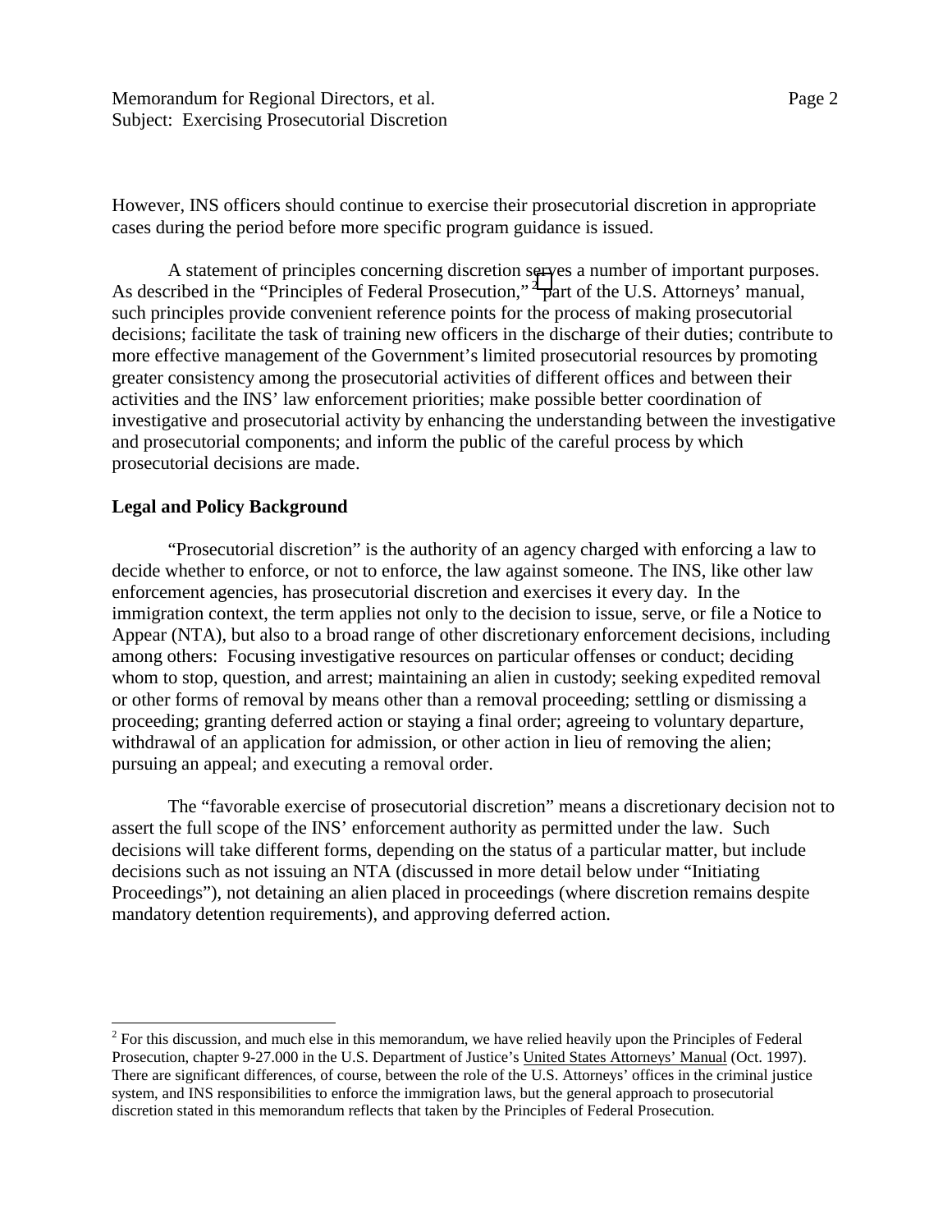However, INS officers should continue to exercise their prosecutorial discretion in appropriate cases during the period before more specific program guidance is issued.

A statement of principles concerning discretion serves a number of important purposes. As described in the "Principles of Federal Prosecution,"[2] part of the U.S. Attorneys' manual, such principles provide convenient reference points for the process of making prosecutorial decisions; facilitate the task of training new officers in the discharge of their duties; contribute to more effective management of the Government's limited prosecutorial resources by promoting greater consistency among the prosecutorial activities of different offices and between their activities and the INS' law enforcement priorities; make possible better coordination of investigative and prosecutorial activity by enhancing the understanding between the investigative and prosecutorial components; and inform the public of the careful process by which prosecutorial decisions are made.

**Legal and Policy Background**

"Prosecutorial discretion" is the authority of an agency charged with enforcing a law to decide whether to enforce, or not to enforce, the law against someone. The INS, like other law enforcement agencies, has prosecutorial discretion and exercises it every day. In the immigration context, the term applies not only to the decision to issue, serve, or file a Notice to Appear (NTA), but also to a broad range of other discretionary enforcement decisions, including among others: Focusing investigative resources on particular offenses or conduct; deciding whom to stop, question, and arrest; maintaining an alien in custody; seeking expedited removal or other forms of removal by means other than a removal proceeding; settling or dismissing a proceeding; granting deferred action or staying a final order; agreeing to voluntary departure, withdrawal of an application for admission, or other action in lieu of removing the alien; pursuing an appeal; and executing a removal order.

The "favorable exercise of prosecutorial discretion" means a discretionary decision not to assert the full scope of the INS' enforcement authority as permitted under the law. Such decisions will take different forms, depending on the status of a particular matter, but include decisions such as not issuing an NTA (discussed in more detail below under "Initiating Proceedings"), not detaining an alien placed in proceedings (where discretion remains despite mandatory detention requirements), and approving deferred action.

---

[2] For this discussion, and much else in this memorandum, we have relied heavily upon the Principles of Federal Prosecution, chapter 9-27.000 in the U.S. Department of Justice's United States Attorneys' Manual (Oct. 1997). There are significant differences, of course, between the role of the U.S. Attorneys' offices in the criminal justice system, and INS responsibilities to enforce the immigration laws, but the general approach to prosecutorial discretion stated in this memorandum reflects that taken by the Principles of Federal Prosecution.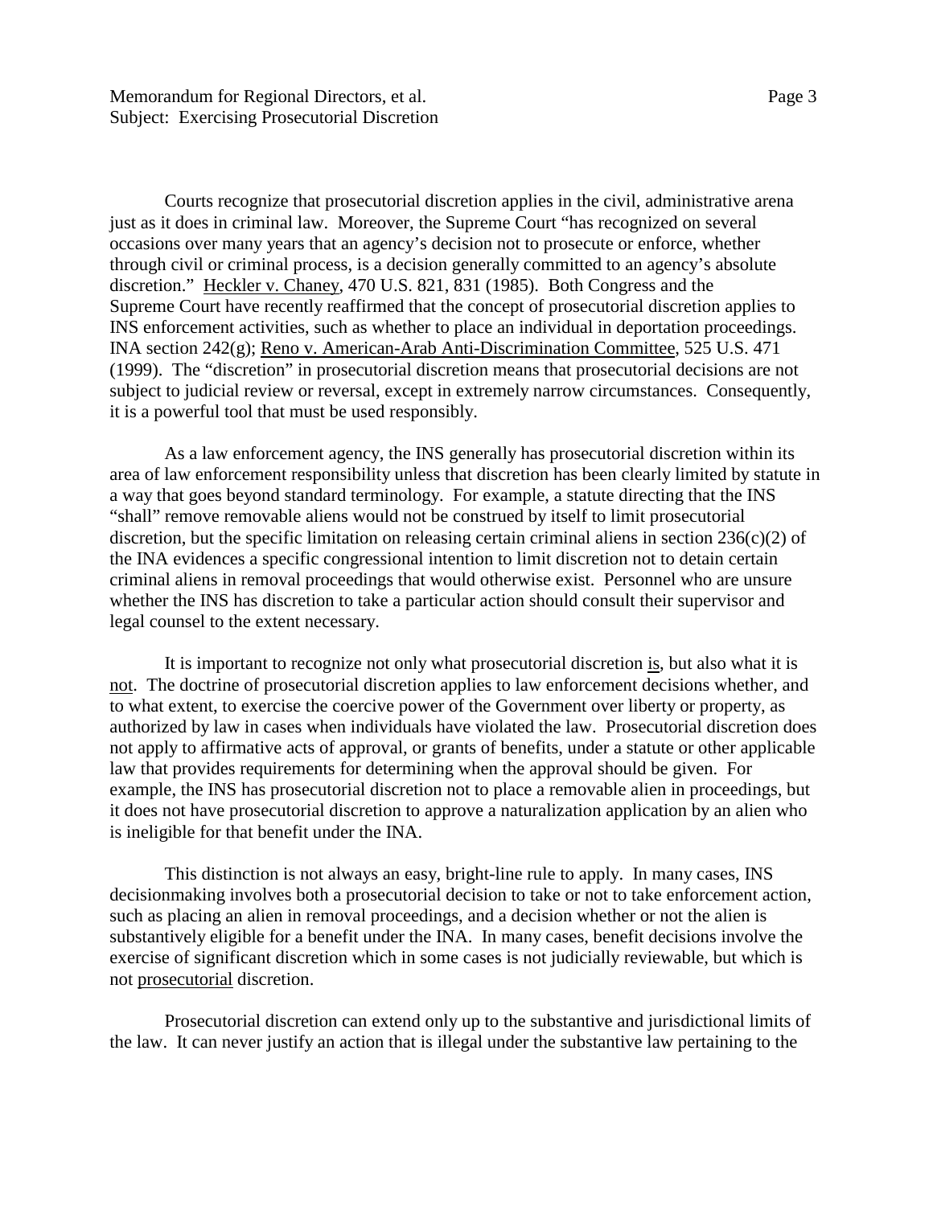Courts recognize that prosecutorial discretion applies in the civil, administrative arena just as it does in criminal law. Moreover, the Supreme Court "has recognized on several occasions over many years that an agency's decision not to prosecute or enforce, whether through civil or criminal process, is a decision generally committed to an agency's absolute discretion." Heckler v. Chaney, 470 U.S. 821, 831 (1985). Both Congress and the Supreme Court have recently reaffirmed that the concept of prosecutorial discretion applies to INS enforcement activities, such as whether to place an individual in deportation proceedings. INA section 242(g); Reno v. American-Arab Anti-Discrimination Committee, 525 U.S. 471 (1999). The "discretion" in prosecutorial discretion means that prosecutorial decisions are not subject to judicial review or reversal, except in extremely narrow circumstances. Consequently, it is a powerful tool that must be used responsibly.

As a law enforcement agency, the INS generally has prosecutorial discretion within its area of law enforcement responsibility unless that discretion has been clearly limited by statute in a way that goes beyond standard terminology. For example, a statute directing that the INS "shall" remove removable aliens would not be construed by itself to limit prosecutorial discretion, but the specific limitation on releasing certain criminal aliens in section 236(c)(2) of the INA evidences a specific congressional intention to limit discretion not to detain certain criminal aliens in removal proceedings that would otherwise exist. Personnel who are unsure whether the INS has discretion to take a particular action should consult their supervisor and legal counsel to the extent necessary.

It is important to recognize not only what prosecutorial discretion is, but also what it is not. The doctrine of prosecutorial discretion applies to law enforcement decisions whether, and to what extent, to exercise the coercive power of the Government over liberty or property, as authorized by law in cases when individuals have violated the law. Prosecutorial discretion does not apply to affirmative acts of approval, or grants of benefits, under a statute or other applicable law that provides requirements for determining when the approval should be given. For example, the INS has prosecutorial discretion not to place a removable alien in proceedings, but it does not have prosecutorial discretion to approve a naturalization application by an alien who is ineligible for that benefit under the INA.

This distinction is not always an easy, bright-line rule to apply. In many cases, INS decisionmaking involves both a prosecutorial decision to take or not to take enforcement action, such as placing an alien in removal proceedings, and a decision whether or not the alien is substantively eligible for a benefit under the INA. In many cases, benefit decisions involve the exercise of significant discretion which in some cases is not judicially reviewable, but which is not prosecutorial discretion.

Prosecutorial discretion can extend only up to the substantive and jurisdictional limits of the law. It can never justify an action that is illegal under the substantive law pertaining to the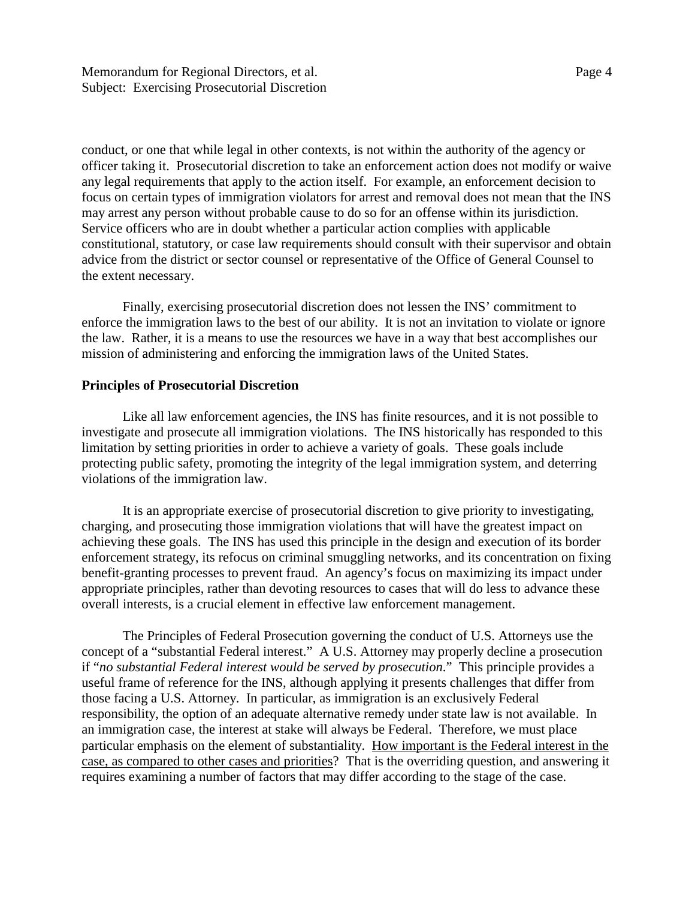conduct, or one that while legal in other contexts, is not within the authority of the agency or officer taking it. Prosecutorial discretion to take an enforcement action does not modify or waive any legal requirements that apply to the action itself. For example, an enforcement decision to focus on certain types of immigration violators for arrest and removal does not mean that the INS may arrest any person without probable cause to do so for an offense within its jurisdiction. Service officers who are in doubt whether a particular action complies with applicable constitutional, statutory, or case law requirements should consult with their supervisor and obtain advice from the district or sector counsel or representative of the Office of General Counsel to the extent necessary.

Finally, exercising prosecutorial discretion does not lessen the INS' commitment to enforce the immigration laws to the best of our ability. It is not an invitation to violate or ignore the law. Rather, it is a means to use the resources we have in a way that best accomplishes our mission of administering and enforcing the immigration laws of the United States.

**Principles of Prosecutorial Discretion**

Like all law enforcement agencies, the INS has finite resources, and it is not possible to investigate and prosecute all immigration violations. The INS historically has responded to this limitation by setting priorities in order to achieve a variety of goals. These goals include protecting public safety, promoting the integrity of the legal immigration system, and deterring violations of the immigration law.

It is an appropriate exercise of prosecutorial discretion to give priority to investigating, charging, and prosecuting those immigration violations that will have the greatest impact on achieving these goals. The INS has used this principle in the design and execution of its border enforcement strategy, its refocus on criminal smuggling networks, and its concentration on fixing benefit-granting processes to prevent fraud. An agency's focus on maximizing its impact under appropriate principles, rather than devoting resources to cases that will do less to advance these overall interests, is a crucial element in effective law enforcement management.

The Principles of Federal Prosecution governing the conduct of U.S. Attorneys use the concept of a "substantial Federal interest." A U.S. Attorney may properly decline a prosecution if "*no substantial Federal interest would be served by prosecution*." This principle provides a useful frame of reference for the INS, although applying it presents challenges that differ from those facing a U.S. Attorney. In particular, as immigration is an exclusively Federal responsibility, the option of an adequate alternative remedy under state law is not available. In an immigration case, the interest at stake will always be Federal. Therefore, we must place particular emphasis on the element of substantiality. <u>How important is the Federal interest in the case, as compared to other cases and priorities</u>? That is the overriding question, and answering it requires examining a number of factors that may differ according to the stage of the case.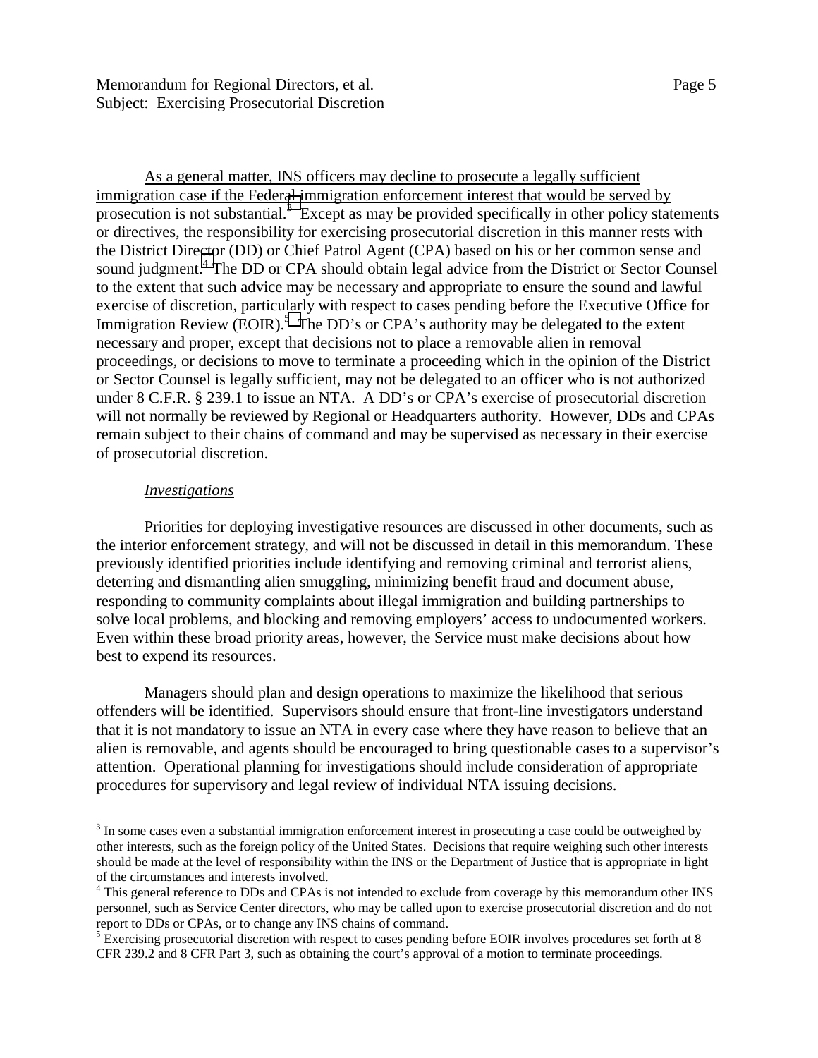As a general matter, INS officers may decline to prosecute a legally sufficient immigration case if the Federal immigration enforcement interest that would be served by prosecution is not substantial.[3] Except as may be provided specifically in other policy statements or directives, the responsibility for exercising prosecutorial discretion in this manner rests with the District Director (DD) or Chief Patrol Agent (CPA) based on his or her common sense and sound judgment.[4] The DD or CPA should obtain legal advice from the District or Sector Counsel to the extent that such advice may be necessary and appropriate to ensure the sound and lawful exercise of discretion, particularly with respect to cases pending before the Executive Office for Immigration Review (EOIR).[5] The DD's or CPA's authority may be delegated to the extent necessary and proper, except that decisions not to place a removable alien in removal proceedings, or decisions to move to terminate a proceeding which in the opinion of the District or Sector Counsel is legally sufficient, may not be delegated to an officer who is not authorized under 8 C.F.R. § 239.1 to issue an NTA. A DD's or CPA's exercise of prosecutorial discretion will not normally be reviewed by Regional or Headquarters authority. However, DDs and CPAs remain subject to their chains of command and may be supervised as necessary in their exercise of prosecutorial discretion.

*Investigations*

Priorities for deploying investigative resources are discussed in other documents, such as the interior enforcement strategy, and will not be discussed in detail in this memorandum. These previously identified priorities include identifying and removing criminal and terrorist aliens, deterring and dismantling alien smuggling, minimizing benefit fraud and document abuse, responding to community complaints about illegal immigration and building partnerships to solve local problems, and blocking and removing employers' access to undocumented workers. Even within these broad priority areas, however, the Service must make decisions about how best to expend its resources.

Managers should plan and design operations to maximize the likelihood that serious offenders will be identified. Supervisors should ensure that front-line investigators understand that it is not mandatory to issue an NTA in every case where they have reason to believe that an alien is removable, and agents should be encouraged to bring questionable cases to a supervisor's attention. Operational planning for investigations should include consideration of appropriate procedures for supervisory and legal review of individual NTA issuing decisions.

---

[3] In some cases even a substantial immigration enforcement interest in prosecuting a case could be outweighed by other interests, such as the foreign policy of the United States. Decisions that require weighing such other interests should be made at the level of responsibility within the INS or the Department of Justice that is appropriate in light of the circumstances and interests involved.

[4] This general reference to DDs and CPAs is not intended to exclude from coverage by this memorandum other INS personnel, such as Service Center directors, who may be called upon to exercise prosecutorial discretion and do not report to DDs or CPAs, or to change any INS chains of command.

[5] Exercising prosecutorial discretion with respect to cases pending before EOIR involves procedures set forth at 8 CFR 239.2 and 8 CFR Part 3, such as obtaining the court's approval of a motion to terminate proceedings.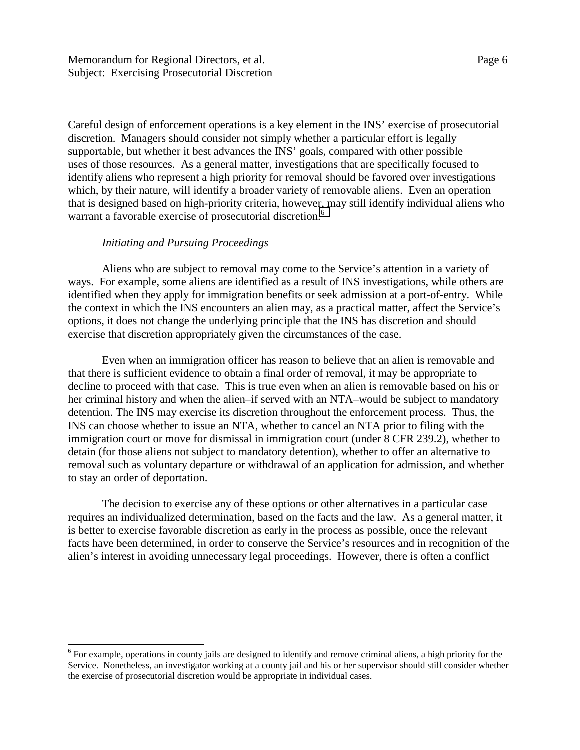Careful design of enforcement operations is a key element in the INS' exercise of prosecutorial discretion. Managers should consider not simply whether a particular effort is legally supportable, but whether it best advances the INS' goals, compared with other possible uses of those resources. As a general matter, investigations that are specifically focused to identify aliens who represent a high priority for removal should be favored over investigations which, by their nature, will identify a broader variety of removable aliens. Even an operation that is designed based on high-priority criteria, however, may still identify individual aliens who warrant a favorable exercise of prosecutorial discretion.[6]

*Initiating and Pursuing Proceedings*

Aliens who are subject to removal may come to the Service's attention in a variety of ways. For example, some aliens are identified as a result of INS investigations, while others are identified when they apply for immigration benefits or seek admission at a port-of-entry. While the context in which the INS encounters an alien may, as a practical matter, affect the Service's options, it does not change the underlying principle that the INS has discretion and should exercise that discretion appropriately given the circumstances of the case.

Even when an immigration officer has reason to believe that an alien is removable and that there is sufficient evidence to obtain a final order of removal, it may be appropriate to decline to proceed with that case. This is true even when an alien is removable based on his or her criminal history and when the alien–if served with an NTA–would be subject to mandatory detention. The INS may exercise its discretion throughout the enforcement process. Thus, the INS can choose whether to issue an NTA, whether to cancel an NTA prior to filing with the immigration court or move for dismissal in immigration court (under 8 CFR 239.2), whether to detain (for those aliens not subject to mandatory detention), whether to offer an alternative to removal such as voluntary departure or withdrawal of an application for admission, and whether to stay an order of deportation.

The decision to exercise any of these options or other alternatives in a particular case requires an individualized determination, based on the facts and the law. As a general matter, it is better to exercise favorable discretion as early in the process as possible, once the relevant facts have been determined, in order to conserve the Service's resources and in recognition of the alien's interest in avoiding unnecessary legal proceedings. However, there is often a conflict

---

[6] For example, operations in county jails are designed to identify and remove criminal aliens, a high priority for the Service. Nonetheless, an investigator working at a county jail and his or her supervisor should still consider whether the exercise of prosecutorial discretion would be appropriate in individual cases.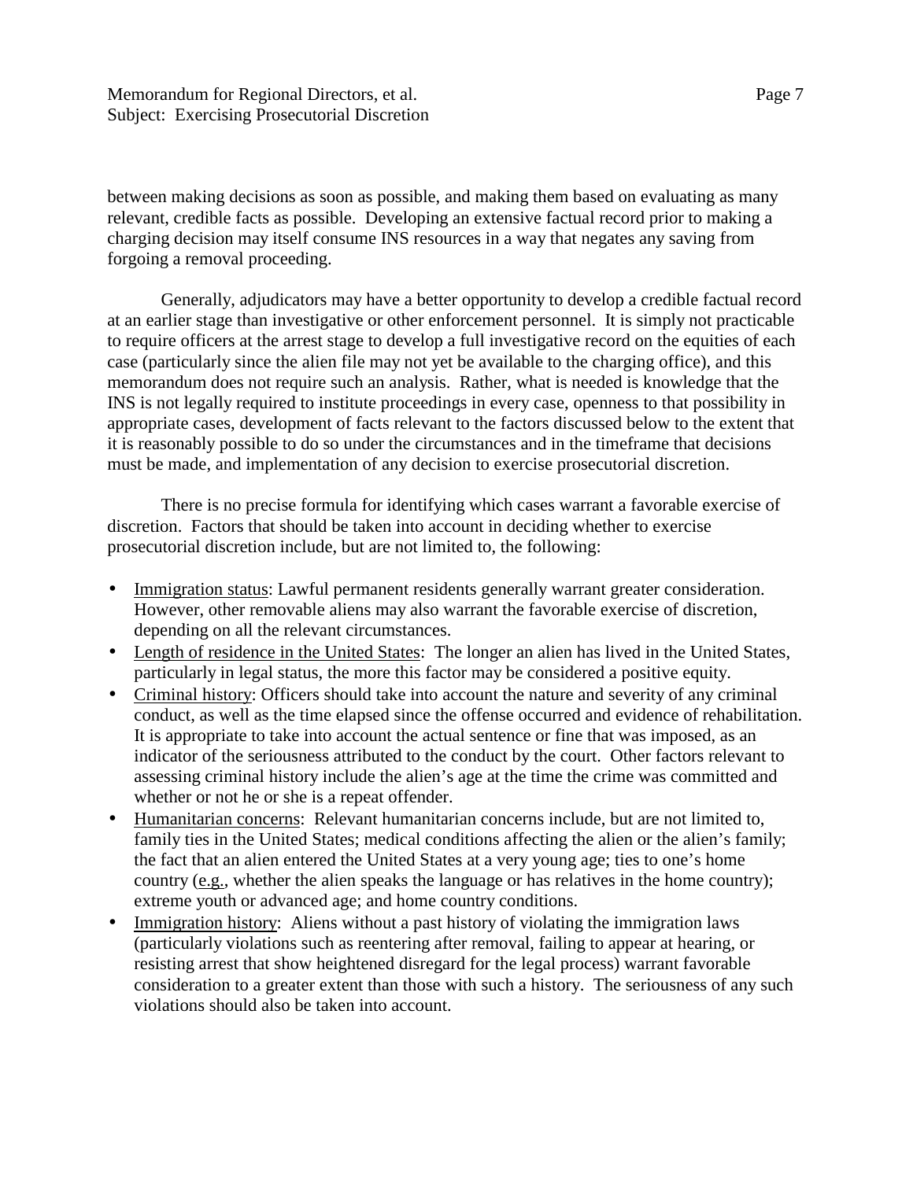between making decisions as soon as possible, and making them based on evaluating as many relevant, credible facts as possible. Developing an extensive factual record prior to making a charging decision may itself consume INS resources in a way that negates any saving from forgoing a removal proceeding.

Generally, adjudicators may have a better opportunity to develop a credible factual record at an earlier stage than investigative or other enforcement personnel. It is simply not practicable to require officers at the arrest stage to develop a full investigative record on the equities of each case (particularly since the alien file may not yet be available to the charging office), and this memorandum does not require such an analysis. Rather, what is needed is knowledge that the INS is not legally required to institute proceedings in every case, openness to that possibility in appropriate cases, development of facts relevant to the factors discussed below to the extent that it is reasonably possible to do so under the circumstances and in the timeframe that decisions must be made, and implementation of any decision to exercise prosecutorial discretion.

There is no precise formula for identifying which cases warrant a favorable exercise of discretion. Factors that should be taken into account in deciding whether to exercise prosecutorial discretion include, but are not limited to, the following:

- <u>Immigration status</u>: Lawful permanent residents generally warrant greater consideration. However, other removable aliens may also warrant the favorable exercise of discretion, depending on all the relevant circumstances.
- <u>Length of residence in the United States</u>: The longer an alien has lived in the United States, particularly in legal status, the more this factor may be considered a positive equity.
- <u>Criminal history</u>: Officers should take into account the nature and severity of any criminal conduct, as well as the time elapsed since the offense occurred and evidence of rehabilitation. It is appropriate to take into account the actual sentence or fine that was imposed, as an indicator of the seriousness attributed to the conduct by the court. Other factors relevant to assessing criminal history include the alien's age at the time the crime was committed and whether or not he or she is a repeat offender.
- <u>Humanitarian concerns</u>: Relevant humanitarian concerns include, but are not limited to, family ties in the United States; medical conditions affecting the alien or the alien's family; the fact that an alien entered the United States at a very young age; ties to one's home country (<u>e.g.</u>, whether the alien speaks the language or has relatives in the home country); extreme youth or advanced age; and home country conditions.
- <u>Immigration history</u>: Aliens without a past history of violating the immigration laws (particularly violations such as reentering after removal, failing to appear at hearing, or resisting arrest that show heightened disregard for the legal process) warrant favorable consideration to a greater extent than those with such a history. The seriousness of any such violations should also be taken into account.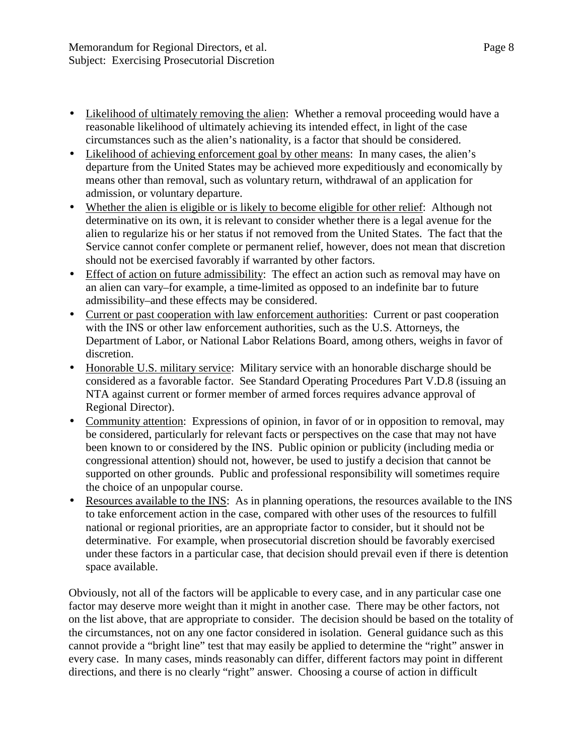- Likelihood of ultimately removing the alien: Whether a removal proceeding would have a reasonable likelihood of ultimately achieving its intended effect, in light of the case circumstances such as the alien's nationality, is a factor that should be considered.
- Likelihood of achieving enforcement goal by other means: In many cases, the alien's departure from the United States may be achieved more expeditiously and economically by means other than removal, such as voluntary return, withdrawal of an application for admission, or voluntary departure.
- Whether the alien is eligible or is likely to become eligible for other relief: Although not determinative on its own, it is relevant to consider whether there is a legal avenue for the alien to regularize his or her status if not removed from the United States. The fact that the Service cannot confer complete or permanent relief, however, does not mean that discretion should not be exercised favorably if warranted by other factors.
- Effect of action on future admissibility: The effect an action such as removal may have on an alien can vary–for example, a time-limited as opposed to an indefinite bar to future admissibility–and these effects may be considered.
- Current or past cooperation with law enforcement authorities: Current or past cooperation with the INS or other law enforcement authorities, such as the U.S. Attorneys, the Department of Labor, or National Labor Relations Board, among others, weighs in favor of discretion.
- Honorable U.S. military service: Military service with an honorable discharge should be considered as a favorable factor. See Standard Operating Procedures Part V.D.8 (issuing an NTA against current or former member of armed forces requires advance approval of Regional Director).
- Community attention: Expressions of opinion, in favor of or in opposition to removal, may be considered, particularly for relevant facts or perspectives on the case that may not have been known to or considered by the INS. Public opinion or publicity (including media or congressional attention) should not, however, be used to justify a decision that cannot be supported on other grounds. Public and professional responsibility will sometimes require the choice of an unpopular course.
- Resources available to the INS: As in planning operations, the resources available to the INS to take enforcement action in the case, compared with other uses of the resources to fulfill national or regional priorities, are an appropriate factor to consider, but it should not be determinative. For example, when prosecutorial discretion should be favorably exercised under these factors in a particular case, that decision should prevail even if there is detention space available.

Obviously, not all of the factors will be applicable to every case, and in any particular case one factor may deserve more weight than it might in another case. There may be other factors, not on the list above, that are appropriate to consider. The decision should be based on the totality of the circumstances, not on any one factor considered in isolation. General guidance such as this cannot provide a "bright line" test that may easily be applied to determine the "right" answer in every case. In many cases, minds reasonably can differ, different factors may point in different directions, and there is no clearly "right" answer. Choosing a course of action in difficult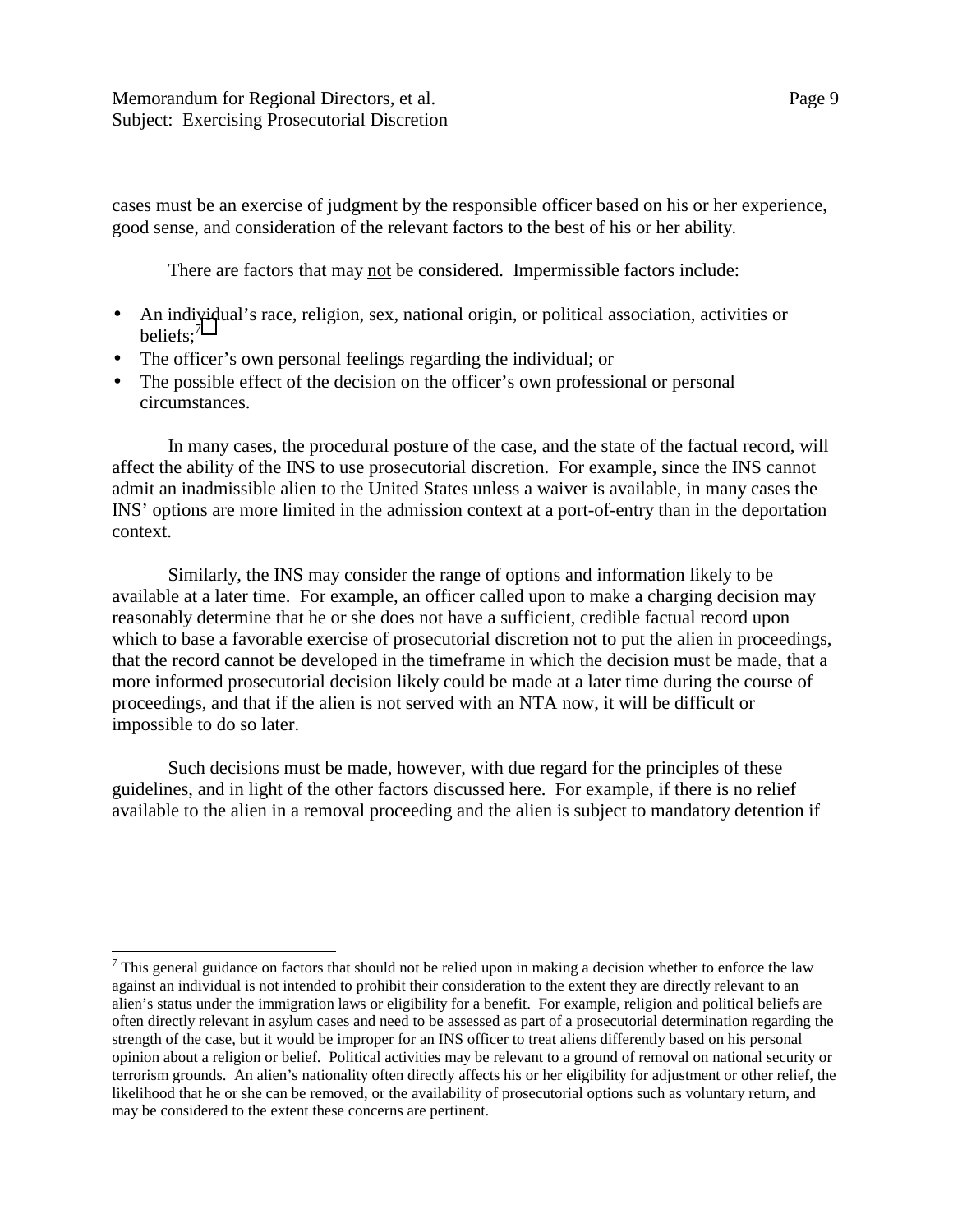cases must be an exercise of judgment by the responsible officer based on his or her experience, good sense, and consideration of the relevant factors to the best of his or her ability.

There are factors that may not be considered. Impermissible factors include:

- An individual's race, religion, sex, national origin, or political association, activities or beliefs;[7]
- The officer's own personal feelings regarding the individual; or
- The possible effect of the decision on the officer's own professional or personal circumstances.

In many cases, the procedural posture of the case, and the state of the factual record, will affect the ability of the INS to use prosecutorial discretion. For example, since the INS cannot admit an inadmissible alien to the United States unless a waiver is available, in many cases the INS' options are more limited in the admission context at a port-of-entry than in the deportation context.

Similarly, the INS may consider the range of options and information likely to be available at a later time. For example, an officer called upon to make a charging decision may reasonably determine that he or she does not have a sufficient, credible factual record upon which to base a favorable exercise of prosecutorial discretion not to put the alien in proceedings, that the record cannot be developed in the timeframe in which the decision must be made, that a more informed prosecutorial decision likely could be made at a later time during the course of proceedings, and that if the alien is not served with an NTA now, it will be difficult or impossible to do so later.

Such decisions must be made, however, with due regard for the principles of these guidelines, and in light of the other factors discussed here. For example, if there is no relief available to the alien in a removal proceeding and the alien is subject to mandatory detention if

---

[7] This general guidance on factors that should not be relied upon in making a decision whether to enforce the law against an individual is not intended to prohibit their consideration to the extent they are directly relevant to an alien's status under the immigration laws or eligibility for a benefit. For example, religion and political beliefs are often directly relevant in asylum cases and need to be assessed as part of a prosecutorial determination regarding the strength of the case, but it would be improper for an INS officer to treat aliens differently based on his personal opinion about a religion or belief. Political activities may be relevant to a ground of removal on national security or terrorism grounds. An alien's nationality often directly affects his or her eligibility for adjustment or other relief, the likelihood that he or she can be removed, or the availability of prosecutorial options such as voluntary return, and may be considered to the extent these concerns are pertinent.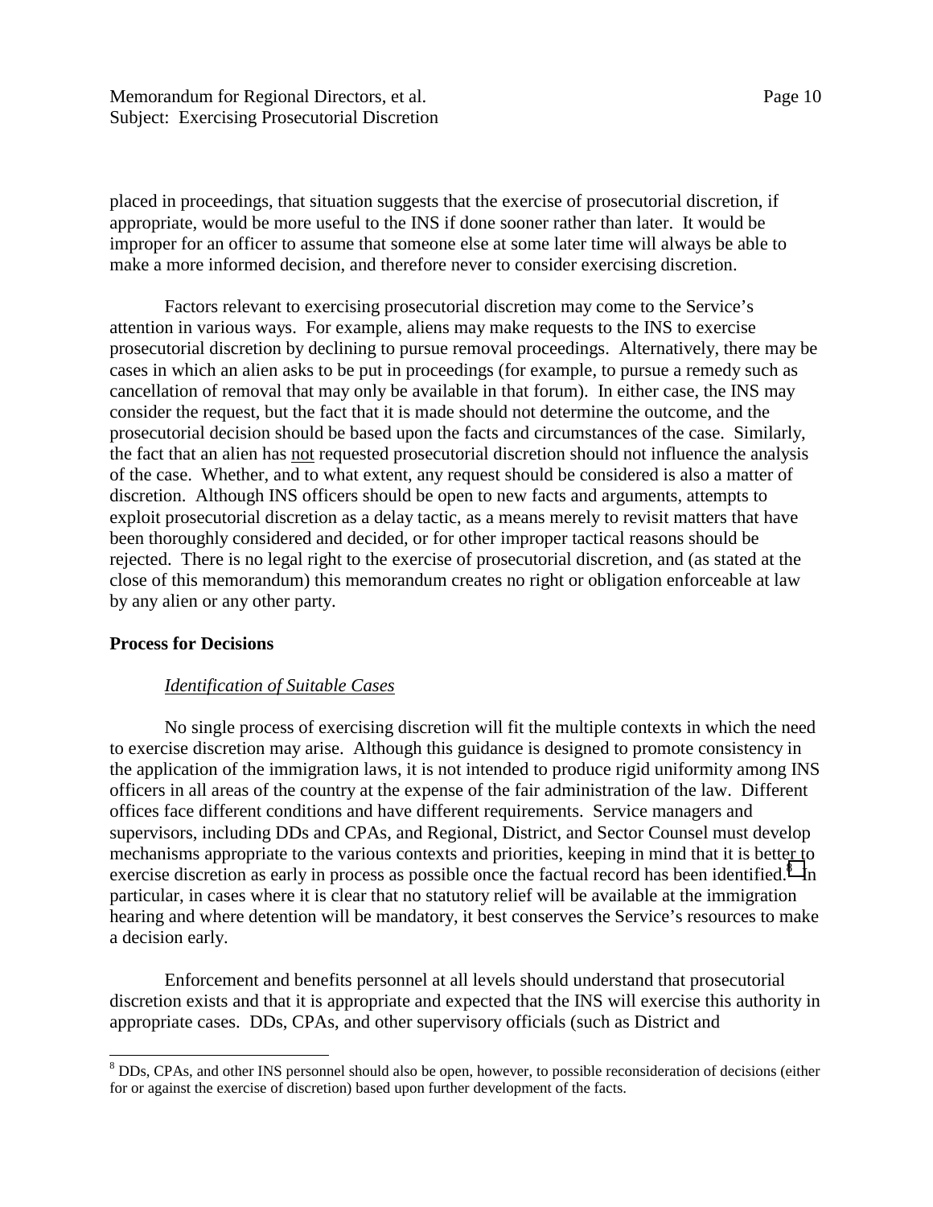placed in proceedings, that situation suggests that the exercise of prosecutorial discretion, if appropriate, would be more useful to the INS if done sooner rather than later. It would be improper for an officer to assume that someone else at some later time will always be able to make a more informed decision, and therefore never to consider exercising discretion.

Factors relevant to exercising prosecutorial discretion may come to the Service's attention in various ways. For example, aliens may make requests to the INS to exercise prosecutorial discretion by declining to pursue removal proceedings. Alternatively, there may be cases in which an alien asks to be put in proceedings (for example, to pursue a remedy such as cancellation of removal that may only be available in that forum). In either case, the INS may consider the request, but the fact that it is made should not determine the outcome, and the prosecutorial decision should be based upon the facts and circumstances of the case. Similarly, the fact that an alien has not requested prosecutorial discretion should not influence the analysis of the case. Whether, and to what extent, any request should be considered is also a matter of discretion. Although INS officers should be open to new facts and arguments, attempts to exploit prosecutorial discretion as a delay tactic, as a means merely to revisit matters that have been thoroughly considered and decided, or for other improper tactical reasons should be rejected. There is no legal right to the exercise of prosecutorial discretion, and (as stated at the close of this memorandum) this memorandum creates no right or obligation enforceable at law by any alien or any other party.

**Process for Decisions**

*Identification of Suitable Cases*

No single process of exercising discretion will fit the multiple contexts in which the need to exercise discretion may arise. Although this guidance is designed to promote consistency in the application of the immigration laws, it is not intended to produce rigid uniformity among INS officers in all areas of the country at the expense of the fair administration of the law. Different offices face different conditions and have different requirements. Service managers and supervisors, including DDs and CPAs, and Regional, District, and Sector Counsel must develop mechanisms appropriate to the various contexts and priorities, keeping in mind that it is better to exercise discretion as early in process as possible once the factual record has been identified.[8] In particular, in cases where it is clear that no statutory relief will be available at the immigration hearing and where detention will be mandatory, it best conserves the Service's resources to make a decision early.

Enforcement and benefits personnel at all levels should understand that prosecutorial discretion exists and that it is appropriate and expected that the INS will exercise this authority in appropriate cases. DDs, CPAs, and other supervisory officials (such as District and

[8] DDs, CPAs, and other INS personnel should also be open, however, to possible reconsideration of decisions (either for or against the exercise of discretion) based upon further development of the facts.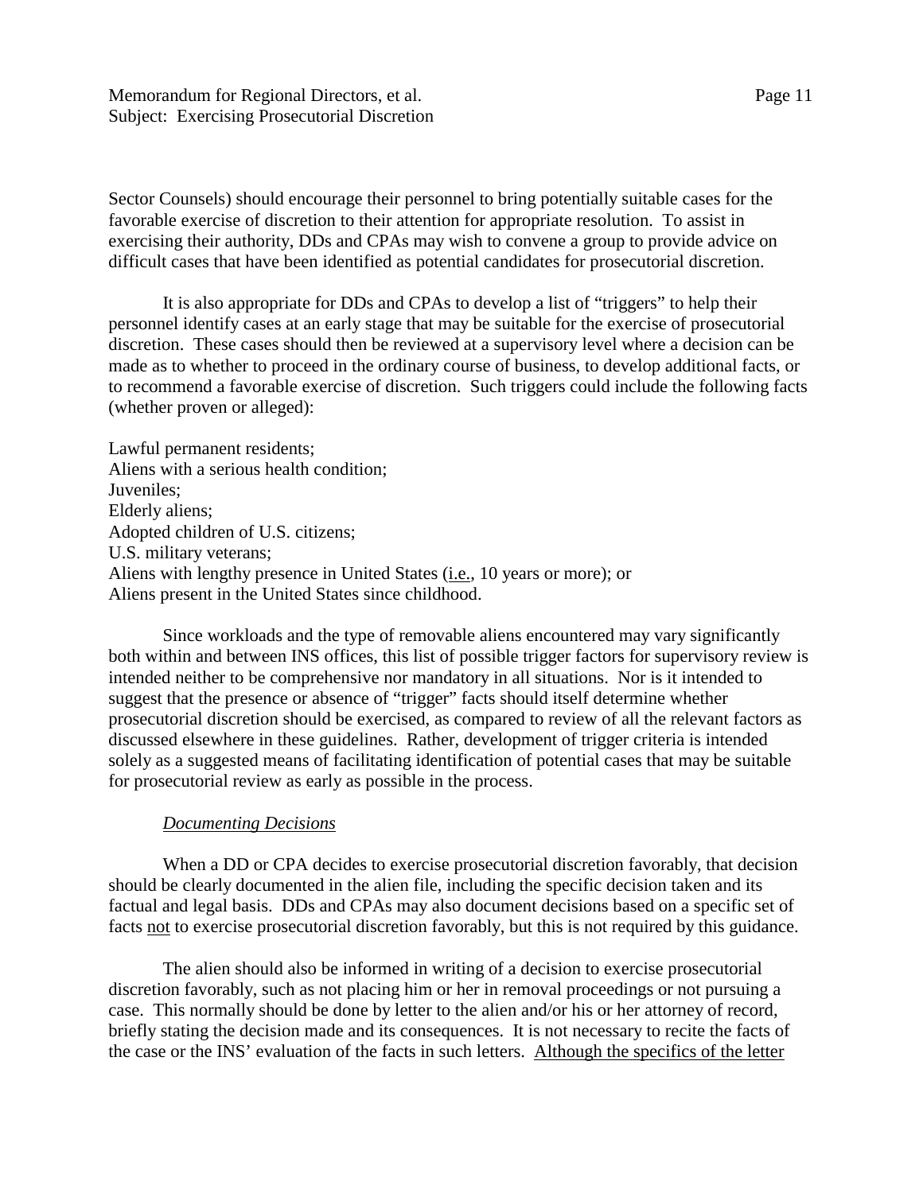Sector Counsels) should encourage their personnel to bring potentially suitable cases for the favorable exercise of discretion to their attention for appropriate resolution. To assist in exercising their authority, DDs and CPAs may wish to convene a group to provide advice on difficult cases that have been identified as potential candidates for prosecutorial discretion.

It is also appropriate for DDs and CPAs to develop a list of "triggers" to help their personnel identify cases at an early stage that may be suitable for the exercise of prosecutorial discretion. These cases should then be reviewed at a supervisory level where a decision can be made as to whether to proceed in the ordinary course of business, to develop additional facts, or to recommend a favorable exercise of discretion. Such triggers could include the following facts (whether proven or alleged):

Lawful permanent residents;
Aliens with a serious health condition;
Juveniles;
Elderly aliens;
Adopted children of U.S. citizens;
U.S. military veterans;
Aliens with lengthy presence in United States (<u>i.e.</u>, 10 years or more); or
Aliens present in the United States since childhood.

Since workloads and the type of removable aliens encountered may vary significantly both within and between INS offices, this list of possible trigger factors for supervisory review is intended neither to be comprehensive nor mandatory in all situations. Nor is it intended to suggest that the presence or absence of "trigger" facts should itself determine whether prosecutorial discretion should be exercised, as compared to review of all the relevant factors as discussed elsewhere in these guidelines. Rather, development of trigger criteria is intended solely as a suggested means of facilitating identification of potential cases that may be suitable for prosecutorial review as early as possible in the process.

*<u>Documenting Decisions</u>*

When a DD or CPA decides to exercise prosecutorial discretion favorably, that decision should be clearly documented in the alien file, including the specific decision taken and its factual and legal basis. DDs and CPAs may also document decisions based on a specific set of facts <u>not</u> to exercise prosecutorial discretion favorably, but this is not required by this guidance.

The alien should also be informed in writing of a decision to exercise prosecutorial discretion favorably, such as not placing him or her in removal proceedings or not pursuing a case. This normally should be done by letter to the alien and/or his or her attorney of record, briefly stating the decision made and its consequences. It is not necessary to recite the facts of the case or the INS' evaluation of the facts in such letters. <u>Although the specifics of the letter</u>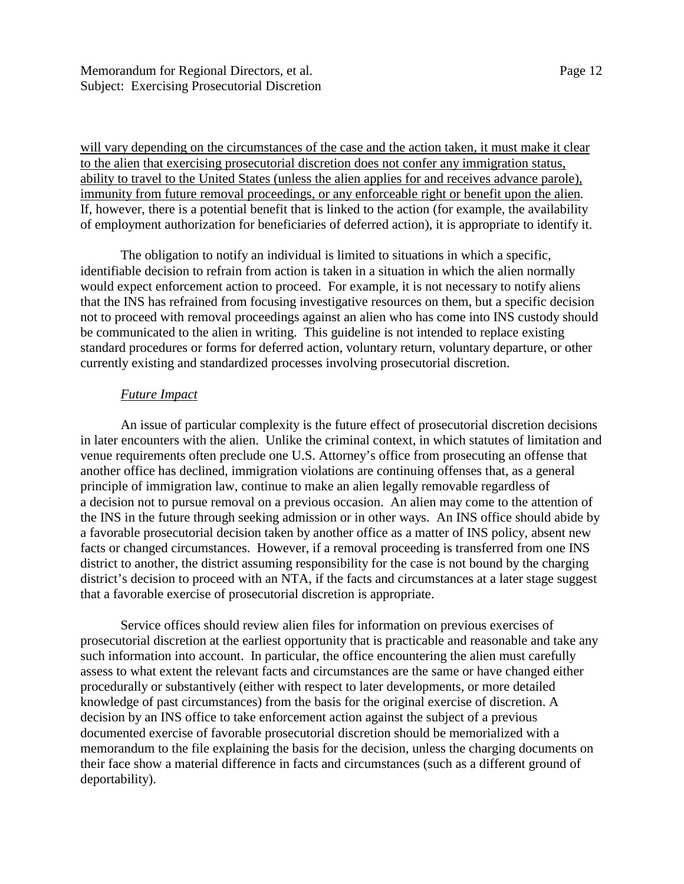will vary depending on the circumstances of the case and the action taken, it must make it clear to the alien that exercising prosecutorial discretion does not confer any immigration status, ability to travel to the United States (unless the alien applies for and receives advance parole), immunity from future removal proceedings, or any enforceable right or benefit upon the alien. If, however, there is a potential benefit that is linked to the action (for example, the availability of employment authorization for beneficiaries of deferred action), it is appropriate to identify it.

The obligation to notify an individual is limited to situations in which a specific, identifiable decision to refrain from action is taken in a situation in which the alien normally would expect enforcement action to proceed. For example, it is not necessary to notify aliens that the INS has refrained from focusing investigative resources on them, but a specific decision not to proceed with removal proceedings against an alien who has come into INS custody should be communicated to the alien in writing. This guideline is not intended to replace existing standard procedures or forms for deferred action, voluntary return, voluntary departure, or other currently existing and standardized processes involving prosecutorial discretion.

*Future Impact*

An issue of particular complexity is the future effect of prosecutorial discretion decisions in later encounters with the alien. Unlike the criminal context, in which statutes of limitation and venue requirements often preclude one U.S. Attorney's office from prosecuting an offense that another office has declined, immigration violations are continuing offenses that, as a general principle of immigration law, continue to make an alien legally removable regardless of a decision not to pursue removal on a previous occasion. An alien may come to the attention of the INS in the future through seeking admission or in other ways. An INS office should abide by a favorable prosecutorial decision taken by another office as a matter of INS policy, absent new facts or changed circumstances. However, if a removal proceeding is transferred from one INS district to another, the district assuming responsibility for the case is not bound by the charging district's decision to proceed with an NTA, if the facts and circumstances at a later stage suggest that a favorable exercise of prosecutorial discretion is appropriate.

Service offices should review alien files for information on previous exercises of prosecutorial discretion at the earliest opportunity that is practicable and reasonable and take any such information into account. In particular, the office encountering the alien must carefully assess to what extent the relevant facts and circumstances are the same or have changed either procedurally or substantively (either with respect to later developments, or more detailed knowledge of past circumstances) from the basis for the original exercise of discretion. A decision by an INS office to take enforcement action against the subject of a previous documented exercise of favorable prosecutorial discretion should be memorialized with a memorandum to the file explaining the basis for the decision, unless the charging documents on their face show a material difference in facts and circumstances (such as a different ground of deportability).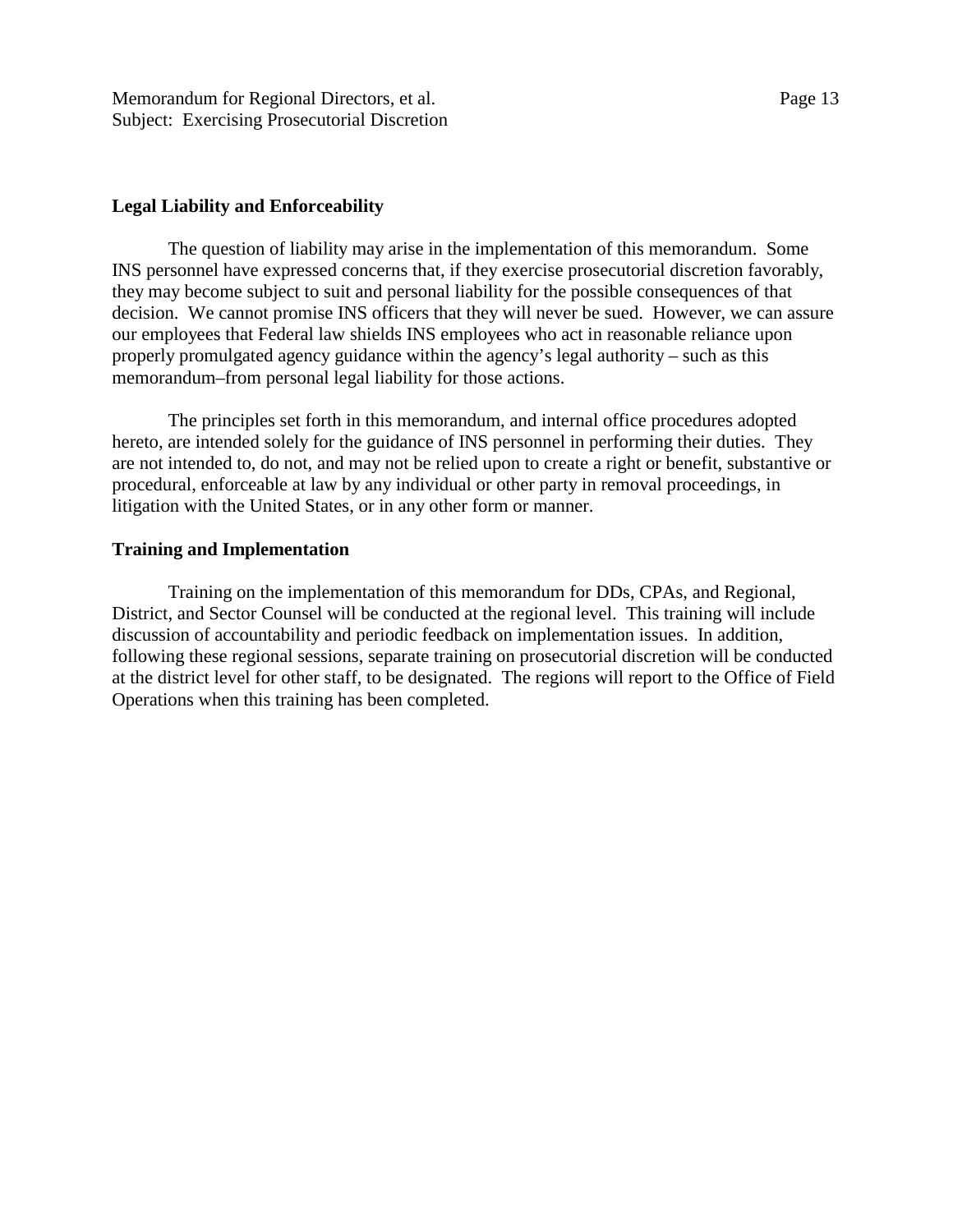**Legal Liability and Enforceability**

The question of liability may arise in the implementation of this memorandum. Some INS personnel have expressed concerns that, if they exercise prosecutorial discretion favorably, they may become subject to suit and personal liability for the possible consequences of that decision. We cannot promise INS officers that they will never be sued. However, we can assure our employees that Federal law shields INS employees who act in reasonable reliance upon properly promulgated agency guidance within the agency's legal authority – such as this memorandum–from personal legal liability for those actions.

The principles set forth in this memorandum, and internal office procedures adopted hereto, are intended solely for the guidance of INS personnel in performing their duties. They are not intended to, do not, and may not be relied upon to create a right or benefit, substantive or procedural, enforceable at law by any individual or other party in removal proceedings, in litigation with the United States, or in any other form or manner.

**Training and Implementation**

Training on the implementation of this memorandum for DDs, CPAs, and Regional, District, and Sector Counsel will be conducted at the regional level. This training will include discussion of accountability and periodic feedback on implementation issues. In addition, following these regional sessions, separate training on prosecutorial discretion will be conducted at the district level for other staff, to be designated. The regions will report to the Office of Field Operations when this training has been completed.